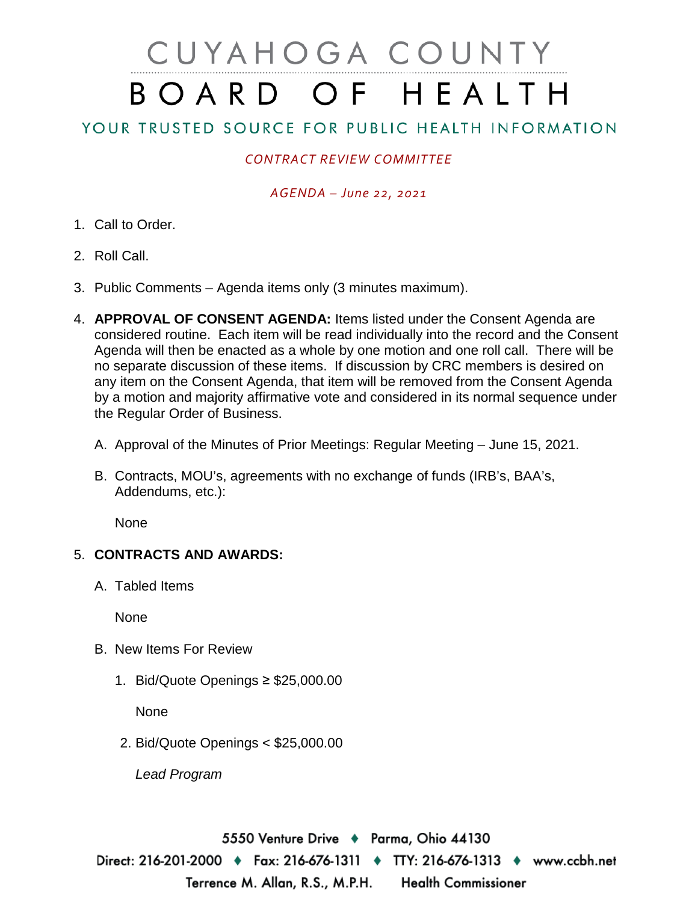# CUYAHOGA COUNTY BOARD OF HEALTH

## YOUR TRUSTED SOURCE FOR PUBLIC HEALTH INFORMATION

*CONTRACT REVIEW COMMITTEE*

*AGENDA – June 22, 2021*

1. Call to Order.

2. Roll Call.

3. Public Comments – Agenda items only (3 minutes maximum).

4. **APPROVAL OF CONSENT AGENDA:** Items listed under the Consent Agenda are considered routine. Each item will be read individually into the record and the Consent Agenda will then be enacted as a whole by one motion and one roll call. There will be no separate discussion of these items. If discussion by CRC members is desired on any item on the Consent Agenda, that item will be removed from the Consent Agenda by a motion and majority affirmative vote and considered in its normal sequence under the Regular Order of Business.

   A. Approval of the Minutes of Prior Meetings: Regular Meeting – June 15, 2021.

   B. Contracts, MOU's, agreements with no exchange of funds (IRB's, BAA's, Addendums, etc.):

      None

5. **CONTRACTS AND AWARDS:**

   A. Tabled Items

      None

   B. New Items For Review

      1. Bid/Quote Openings ≥ $25,000.00

         None

      2. Bid/Quote Openings < $25,000.00

         *Lead Program*

5550 Venture Drive ♦ Parma, Ohio 44130
Direct: 216-201-2000 ♦ Fax: 216-676-1311 ♦ TTY: 216-676-1313 ♦ www.ccbh.net
Terrence M. Allan, R.S., M.P.H. Health Commissioner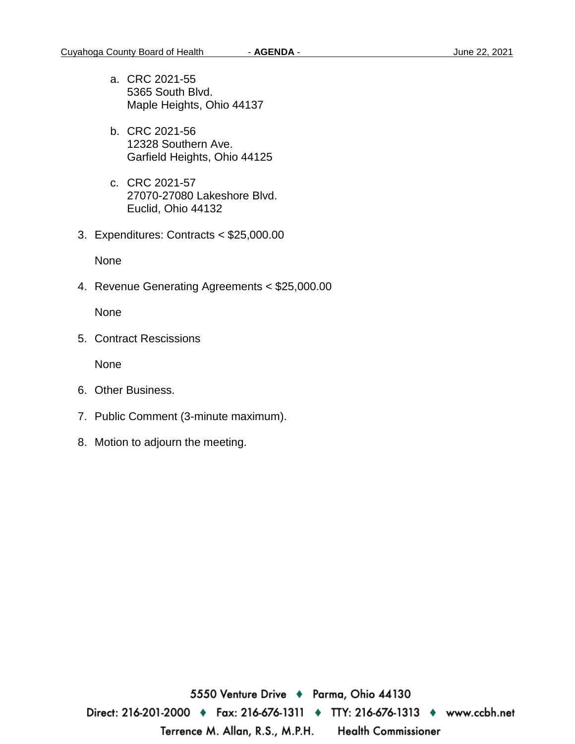a. CRC 2021-55
   5365 South Blvd.
   Maple Heights, Ohio 44137

b. CRC 2021-56
   12328 Southern Ave.
   Garfield Heights, Ohio 44125

c. CRC 2021-57
   27070-27080 Lakeshore Blvd.
   Euclid, Ohio 44132

3. Expenditures: Contracts < $25,000.00

   None

4. Revenue Generating Agreements < $25,000.00

   None

5. Contract Rescissions

   None

6. Other Business.

7. Public Comment (3-minute maximum).

8. Motion to adjourn the meeting.